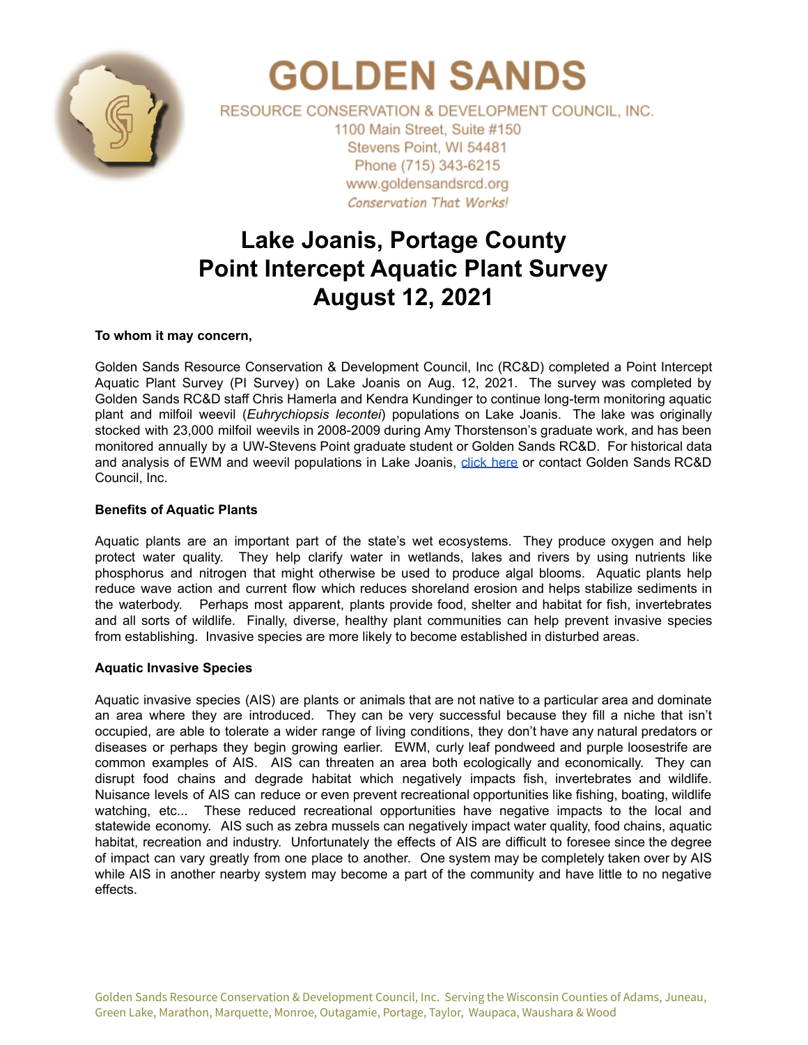# GOLDEN SANDS

RESOURCE CONSERVATION & DEVELOPMENT COUNCIL, INC.
1100 Main Street, Suite #150
Stevens Point, WI 54481
Phone (715) 343-6215
www.goldensandsrcd.org
*Conservation That Works!*

# Lake Joanis, Portage County
# Point Intercept Aquatic Plant Survey
# August 12, 2021

**To whom it may concern,**

Golden Sands Resource Conservation & Development Council, Inc (RC&D) completed a Point Intercept Aquatic Plant Survey (PI Survey) on Lake Joanis on Aug. 12, 2021. The survey was completed by Golden Sands RC&D staff Chris Hamerla and Kendra Kundinger to continue long-term monitoring aquatic plant and milfoil weevil (*Euhrychiopsis lecontei*) populations on Lake Joanis. The lake was originally stocked with 23,000 milfoil weevils in 2008-2009 during Amy Thorstenson's graduate work, and has been monitored annually by a UW-Stevens Point graduate student or Golden Sands RC&D. For historical data and analysis of EWM and weevil populations in Lake Joanis, click here or contact Golden Sands RC&D Council, Inc.

**Benefits of Aquatic Plants**

Aquatic plants are an important part of the state's wet ecosystems. They produce oxygen and help protect water quality. They help clarify water in wetlands, lakes and rivers by using nutrients like phosphorus and nitrogen that might otherwise be used to produce algal blooms. Aquatic plants help reduce wave action and current flow which reduces shoreland erosion and helps stabilize sediments in the waterbody. Perhaps most apparent, plants provide food, shelter and habitat for fish, invertebrates and all sorts of wildlife. Finally, diverse, healthy plant communities can help prevent invasive species from establishing. Invasive species are more likely to become established in disturbed areas.

**Aquatic Invasive Species**

Aquatic invasive species (AIS) are plants or animals that are not native to a particular area and dominate an area where they are introduced. They can be very successful because they fill a niche that isn't occupied, are able to tolerate a wider range of living conditions, they don't have any natural predators or diseases or perhaps they begin growing earlier. EWM, curly leaf pondweed and purple loosestrife are common examples of AIS. AIS can threaten an area both ecologically and economically. They can disrupt food chains and degrade habitat which negatively impacts fish, invertebrates and wildlife. Nuisance levels of AIS can reduce or even prevent recreational opportunities like fishing, boating, wildlife watching, etc... These reduced recreational opportunities have negative impacts to the local and statewide economy. AIS such as zebra mussels can negatively impact water quality, food chains, aquatic habitat, recreation and industry. Unfortunately the effects of AIS are difficult to foresee since the degree of impact can vary greatly from one place to another. One system may be completely taken over by AIS while AIS in another nearby system may become a part of the community and have little to no negative effects.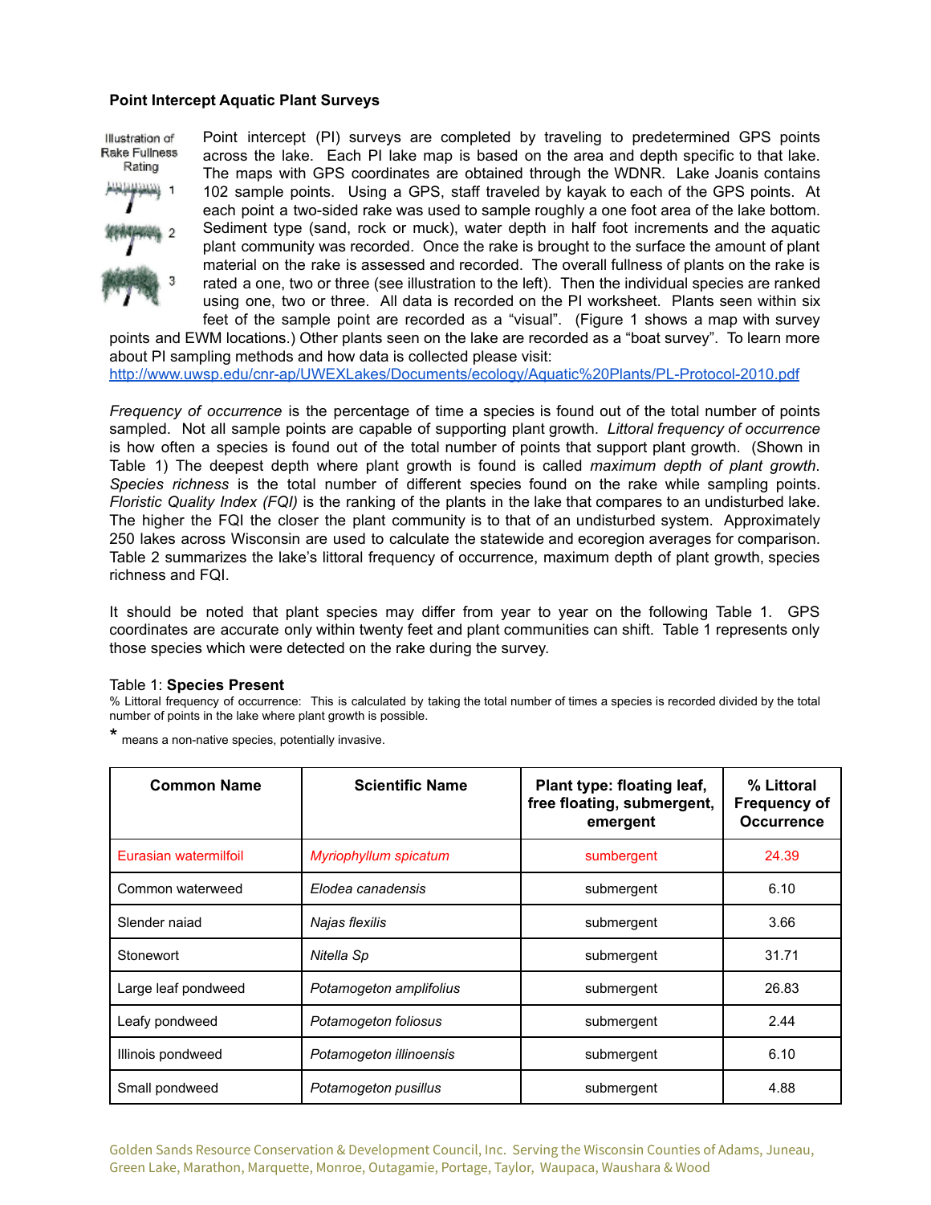**Point Intercept Aquatic Plant Surveys**

Illustration of Rake Fullness Rating

1

2

3

Point intercept (PI) surveys are completed by traveling to predetermined GPS points across the lake. Each PI lake map is based on the area and depth specific to that lake. The maps with GPS coordinates are obtained through the WDNR. Lake Joanis contains 102 sample points. Using a GPS, staff traveled by kayak to each of the GPS points. At each point a two-sided rake was used to sample roughly a one foot area of the lake bottom. Sediment type (sand, rock or muck), water depth in half foot increments and the aquatic plant community was recorded. Once the rake is brought to the surface the amount of plant material on the rake is assessed and recorded. The overall fullness of plants on the rake is rated a one, two or three (see illustration to the left). Then the individual species are ranked using one, two or three. All data is recorded on the PI worksheet. Plants seen within six feet of the sample point are recorded as a "visual". (Figure 1 shows a map with survey points and EWM locations.) Other plants seen on the lake are recorded as a "boat survey". To learn more about PI sampling methods and how data is collected please visit: http://www.uwsp.edu/cnr-ap/UWEXLakes/Documents/ecology/Aquatic%20Plants/PL-Protocol-2010.pdf

*Frequency of occurrence* is the percentage of time a species is found out of the total number of points sampled. Not all sample points are capable of supporting plant growth. *Littoral frequency of occurrence* is how often a species is found out of the total number of points that support plant growth. (Shown in Table 1) The deepest depth where plant growth is found is called *maximum depth of plant growth*. *Species richness* is the total number of different species found on the rake while sampling points. *Floristic Quality Index (FQI)* is the ranking of the plants in the lake that compares to an undisturbed lake. The higher the FQI the closer the plant community is to that of an undisturbed system. Approximately 250 lakes across Wisconsin are used to calculate the statewide and ecoregion averages for comparison. Table 2 summarizes the lake's littoral frequency of occurrence, maximum depth of plant growth, species richness and FQI.

It should be noted that plant species may differ from year to year on the following Table 1. GPS coordinates are accurate only within twenty feet and plant communities can shift. Table 1 represents only those species which were detected on the rake during the survey.

Table 1: **Species Present**

% Littoral frequency of occurrence: This is calculated by taking the total number of times a species is recorded divided by the total number of points in the lake where plant growth is possible.

* means a non-native species, potentially invasive.

| Common Name | Scientific Name | Plant type: floating leaf, free floating, submergent, emergent | % Littoral Frequency of Occurrence |
|---|---|---|---|
| Eurasian watermilfoil | *Myriophyllum spicatum* | sumbergent | 24.39 |
| Common waterweed | *Elodea canadensis* | submergent | 6.10 |
| Slender naiad | *Najas flexilis* | submergent | 3.66 |
| Stonewort | *Nitella Sp* | submergent | 31.71 |
| Large leaf pondweed | *Potamogeton amplifolius* | submergent | 26.83 |
| Leafy pondweed | *Potamogeton foliosus* | submergent | 2.44 |
| Illinois pondweed | *Potamogeton illinoensis* | submergent | 6.10 |
| Small pondweed | *Potamogeton pusillus* | submergent | 4.88 |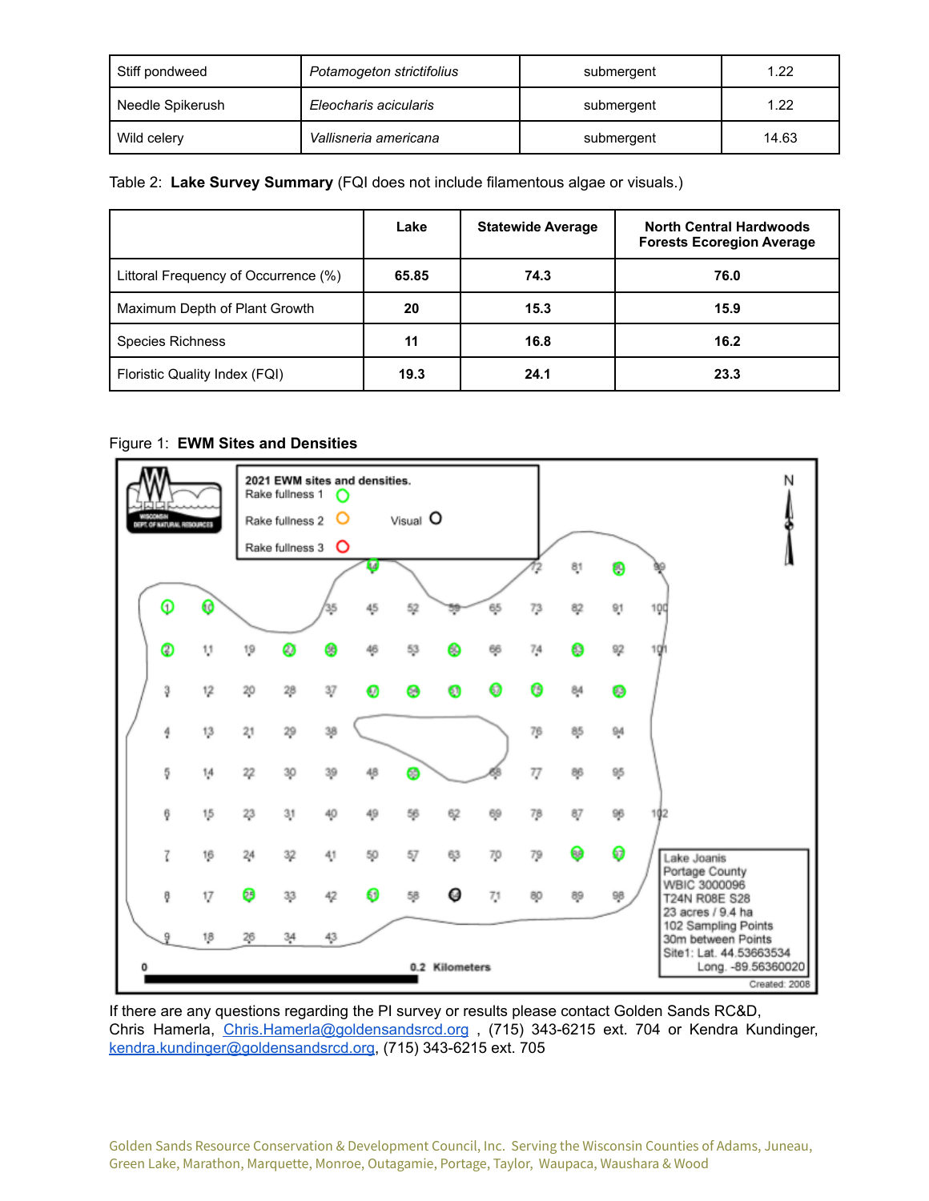| | | | |
|---|---|---|---|
| Stiff pondweed | *Potamogeton strictifolius* | submergent | 1.22 |
| Needle Spikerush | *Eleocharis acicularis* | submergent | 1.22 |
| Wild celery | *Vallisneria americana* | submergent | 14.63 |

Table 2: **Lake Survey Summary** (FQI does not include filamentous algae or visuals.)

| | Lake | Statewide Average | North Central Hardwoods Forests Ecoregion Average |
|---|---|---|---|
| Littoral Frequency of Occurrence (%) | **65.85** | **74.3** | **76.0** |
| Maximum Depth of Plant Growth | **20** | **15.3** | **15.9** |
| Species Richness | **11** | **16.8** | **16.2** |
| Floristic Quality Index (FQI) | **19.3** | **24.1** | **23.3** |

Figure 1: **EWM Sites and Densities**

2021 EWM sites and densities.
Rake fullness 1
Rake fullness 2
Rake fullness 3
Visual

Lake Joanis
Portage County
WBIC 3000096
T24N R08E S28
23 acres / 9.4 ha
102 Sampling Points
30m between Points
Site1: Lat. 44.53663534
Long. -89.56360020

0 0.2 Kilometers

Created: 2008

If there are any questions regarding the PI survey or results please contact Golden Sands RC&D, Chris Hamerla, Chris.Hamerla@goldensandsrcd.org , (715) 343-6215 ext. 704 or Kendra Kundinger, kendra.kundinger@goldensandsrcd.org, (715) 343-6215 ext. 705